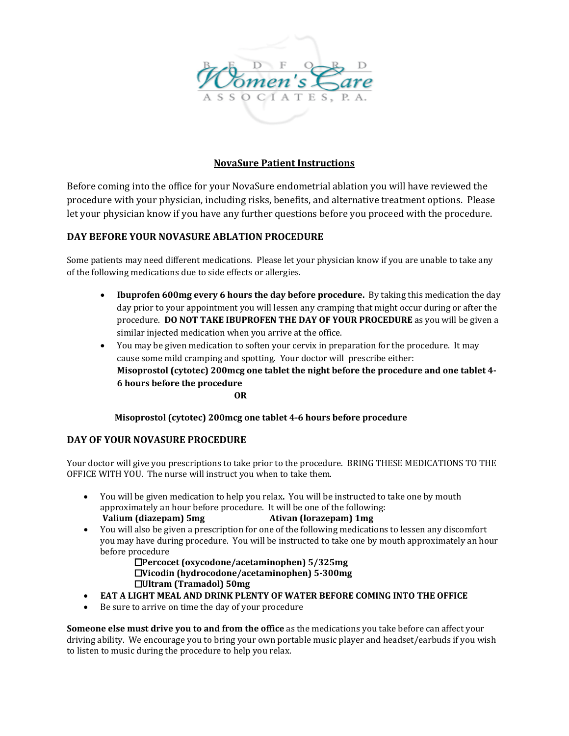BEDFORD Women's Care ASSOCIATES, P.A.

## NovaSure Patient Instructions

Before coming into the office for your NovaSure endometrial ablation you will have reviewed the procedure with your physician, including risks, benefits, and alternative treatment options. Please let your physician know if you have any further questions before you proceed with the procedure.

### DAY BEFORE YOUR NOVASURE ABLATION PROCEDURE

Some patients may need different medications. Please let your physician know if you are unable to take any of the following medications due to side effects or allergies.

- **Ibuprofen 600mg every 6 hours the day before procedure.** By taking this medication the day day prior to your appointment you will lessen any cramping that might occur during or after the procedure. **DO NOT TAKE IBUPROFEN THE DAY OF YOUR PROCEDURE** as you will be given a similar injected medication when you arrive at the office.
- You may be given medication to soften your cervix in preparation for the procedure. It may cause some mild cramping and spotting. Your doctor will prescribe either:
  **Misoprostol (cytotec) 200mcg one tablet the night before the procedure and one tablet 4-6 hours before the procedure**

  **OR**

  **Misoprostol (cytotec) 200mcg one tablet 4-6 hours before procedure**

### DAY OF YOUR NOVASURE PROCEDURE

Your doctor will give you prescriptions to take prior to the procedure. BRING THESE MEDICATIONS TO THE OFFICE WITH YOU. The nurse will instruct you when to take them.

- You will be given medication to help you relax**.** You will be instructed to take one by mouth approximately an hour before procedure. It will be one of the following:
  **Valium (diazepam) 5mg** **Ativan (lorazepam) 1mg**
- You will also be given a prescription for one of the following medications to lessen any discomfort you may have during procedure. You will be instructed to take one by mouth approximately an hour before procedure
  - ☐**Percocet (oxycodone/acetaminophen) 5/325mg**
  - ☐**Vicodin (hydrocodone/acetaminophen) 5-300mg**
  - ☐**Ultram (Tramadol) 50mg**
- **EAT A LIGHT MEAL AND DRINK PLENTY OF WATER BEFORE COMING INTO THE OFFICE**
- Be sure to arrive on time the day of your procedure

**Someone else must drive you to and from the office** as the medications you take before can affect your driving ability. We encourage you to bring your own portable music player and headset/earbuds if you wish to listen to music during the procedure to help you relax.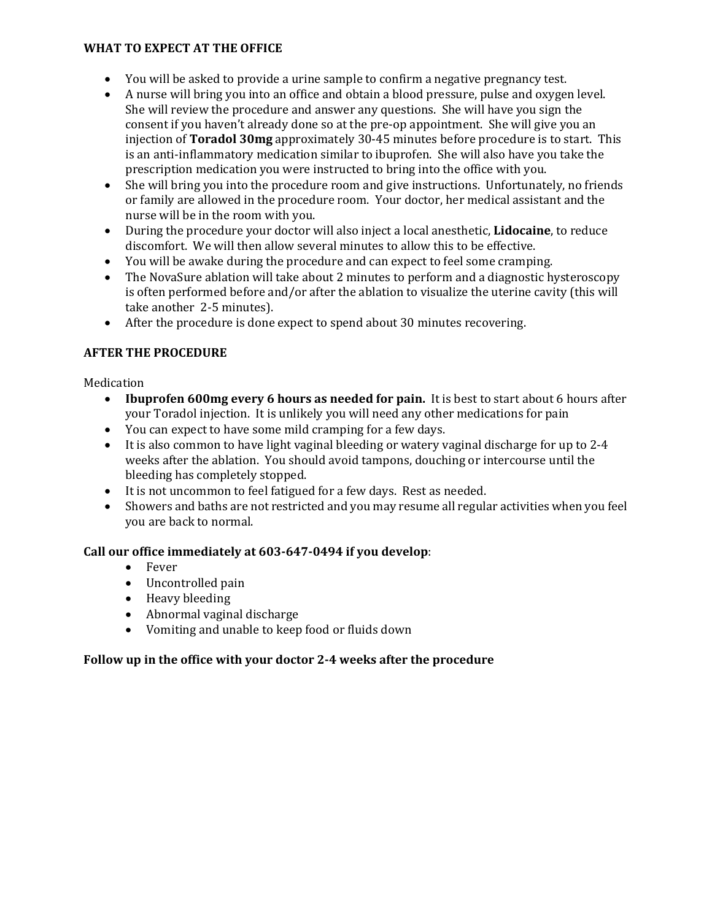## WHAT TO EXPECT AT THE OFFICE

- You will be asked to provide a urine sample to confirm a negative pregnancy test.
- A nurse will bring you into an office and obtain a blood pressure, pulse and oxygen level. She will review the procedure and answer any questions. She will have you sign the consent if you haven't already done so at the pre-op appointment. She will give you an injection of **Toradol 30mg** approximately 30-45 minutes before procedure is to start. This is an anti-inflammatory medication similar to ibuprofen. She will also have you take the prescription medication you were instructed to bring into the office with you.
- She will bring you into the procedure room and give instructions. Unfortunately, no friends or family are allowed in the procedure room. Your doctor, her medical assistant and the nurse will be in the room with you.
- During the procedure your doctor will also inject a local anesthetic, **Lidocaine**, to reduce discomfort. We will then allow several minutes to allow this to be effective.
- You will be awake during the procedure and can expect to feel some cramping.
- The NovaSure ablation will take about 2 minutes to perform and a diagnostic hysteroscopy is often performed before and/or after the ablation to visualize the uterine cavity (this will take another 2-5 minutes).
- After the procedure is done expect to spend about 30 minutes recovering.

## AFTER THE PROCEDURE

Medication

- **Ibuprofen 600mg every 6 hours as needed for pain.** It is best to start about 6 hours after your Toradol injection. It is unlikely you will need any other medications for pain
- You can expect to have some mild cramping for a few days.
- It is also common to have light vaginal bleeding or watery vaginal discharge for up to 2-4 weeks after the ablation. You should avoid tampons, douching or intercourse until the bleeding has completely stopped.
- It is not uncommon to feel fatigued for a few days. Rest as needed.
- Showers and baths are not restricted and you may resume all regular activities when you feel you are back to normal.

**Call our office immediately at 603-647-0494 if you develop**:

- Fever
- Uncontrolled pain
- Heavy bleeding
- Abnormal vaginal discharge
- Vomiting and unable to keep food or fluids down

**Follow up in the office with your doctor 2-4 weeks after the procedure**